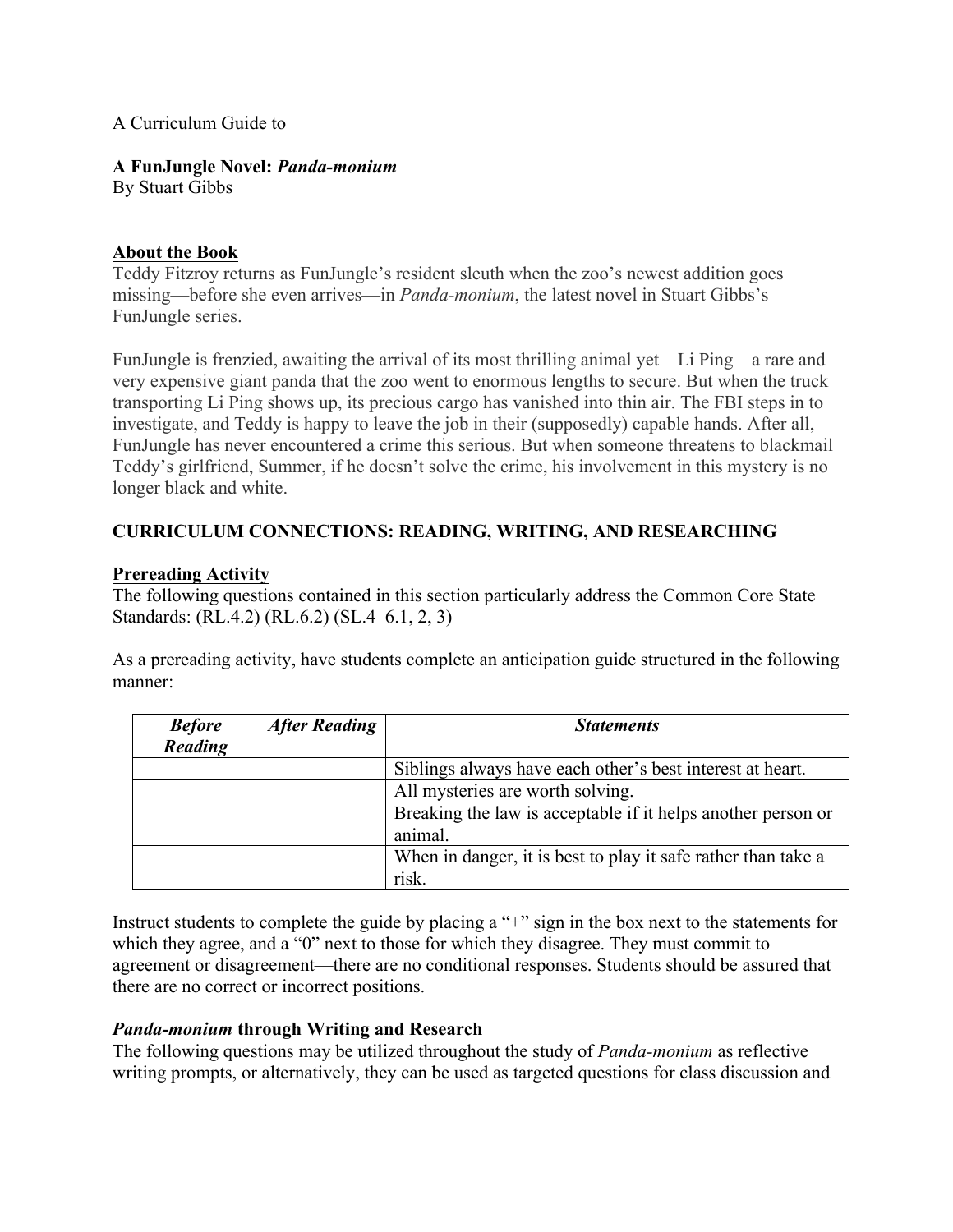A Curriculum Guide to

**A FunJungle Novel: *Panda-monium***
By Stuart Gibbs

## About the Book

Teddy Fitzroy returns as FunJungle's resident sleuth when the zoo's newest addition goes missing—before she even arrives—in *Panda-monium*, the latest novel in Stuart Gibbs's FunJungle series.

FunJungle is frenzied, awaiting the arrival of its most thrilling animal yet—Li Ping—a rare and very expensive giant panda that the zoo went to enormous lengths to secure. But when the truck transporting Li Ping shows up, its precious cargo has vanished into thin air. The FBI steps in to investigate, and Teddy is happy to leave the job in their (supposedly) capable hands. After all, FunJungle has never encountered a crime this serious. But when someone threatens to blackmail Teddy's girlfriend, Summer, if he doesn't solve the crime, his involvement in this mystery is no longer black and white.

## CURRICULUM CONNECTIONS: READING, WRITING, AND RESEARCHING

### Prereading Activity

The following questions contained in this section particularly address the Common Core State Standards: (RL.4.2) (RL.6.2) (SL.4–6.1, 2, 3)

As a prereading activity, have students complete an anticipation guide structured in the following manner:

| ***Before Reading*** | ***After Reading*** | ***Statements*** |
|---|---|---|
| | | Siblings always have each other's best interest at heart. |
| | | All mysteries are worth solving. |
| | | Breaking the law is acceptable if it helps another person or animal. |
| | | When in danger, it is best to play it safe rather than take a risk. |

Instruct students to complete the guide by placing a "+" sign in the box next to the statements for which they agree, and a "0" next to those for which they disagree. They must commit to agreement or disagreement—there are no conditional responses. Students should be assured that there are no correct or incorrect positions.

### *Panda-monium* through Writing and Research

The following questions may be utilized throughout the study of *Panda-monium* as reflective writing prompts, or alternatively, they can be used as targeted questions for class discussion and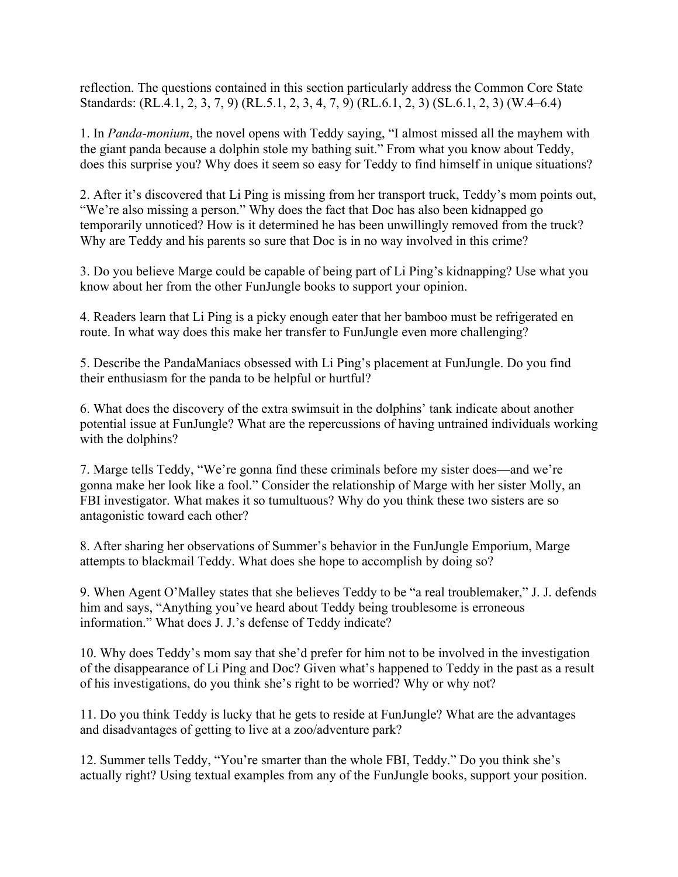reflection. The questions contained in this section particularly address the Common Core State Standards: (RL.4.1, 2, 3, 7, 9) (RL.5.1, 2, 3, 4, 7, 9) (RL.6.1, 2, 3) (SL.6.1, 2, 3) (W.4–6.4)

1. In *Panda-monium*, the novel opens with Teddy saying, "I almost missed all the mayhem with the giant panda because a dolphin stole my bathing suit." From what you know about Teddy, does this surprise you? Why does it seem so easy for Teddy to find himself in unique situations?

2. After it's discovered that Li Ping is missing from her transport truck, Teddy's mom points out, "We're also missing a person." Why does the fact that Doc has also been kidnapped go temporarily unnoticed? How is it determined he has been unwillingly removed from the truck? Why are Teddy and his parents so sure that Doc is in no way involved in this crime?

3. Do you believe Marge could be capable of being part of Li Ping's kidnapping? Use what you know about her from the other FunJungle books to support your opinion.

4. Readers learn that Li Ping is a picky enough eater that her bamboo must be refrigerated en route. In what way does this make her transfer to FunJungle even more challenging?

5. Describe the PandaManiacs obsessed with Li Ping's placement at FunJungle. Do you find their enthusiasm for the panda to be helpful or hurtful?

6. What does the discovery of the extra swimsuit in the dolphins' tank indicate about another potential issue at FunJungle? What are the repercussions of having untrained individuals working with the dolphins?

7. Marge tells Teddy, "We're gonna find these criminals before my sister does—and we're gonna make her look like a fool." Consider the relationship of Marge with her sister Molly, an FBI investigator. What makes it so tumultuous? Why do you think these two sisters are so antagonistic toward each other?

8. After sharing her observations of Summer's behavior in the FunJungle Emporium, Marge attempts to blackmail Teddy. What does she hope to accomplish by doing so?

9. When Agent O'Malley states that she believes Teddy to be "a real troublemaker," J. J. defends him and says, "Anything you've heard about Teddy being troublesome is erroneous information." What does J. J.'s defense of Teddy indicate?

10. Why does Teddy's mom say that she'd prefer for him not to be involved in the investigation of the disappearance of Li Ping and Doc? Given what's happened to Teddy in the past as a result of his investigations, do you think she's right to be worried? Why or why not?

11. Do you think Teddy is lucky that he gets to reside at FunJungle? What are the advantages and disadvantages of getting to live at a zoo/adventure park?

12. Summer tells Teddy, "You're smarter than the whole FBI, Teddy." Do you think she's actually right? Using textual examples from any of the FunJungle books, support your position.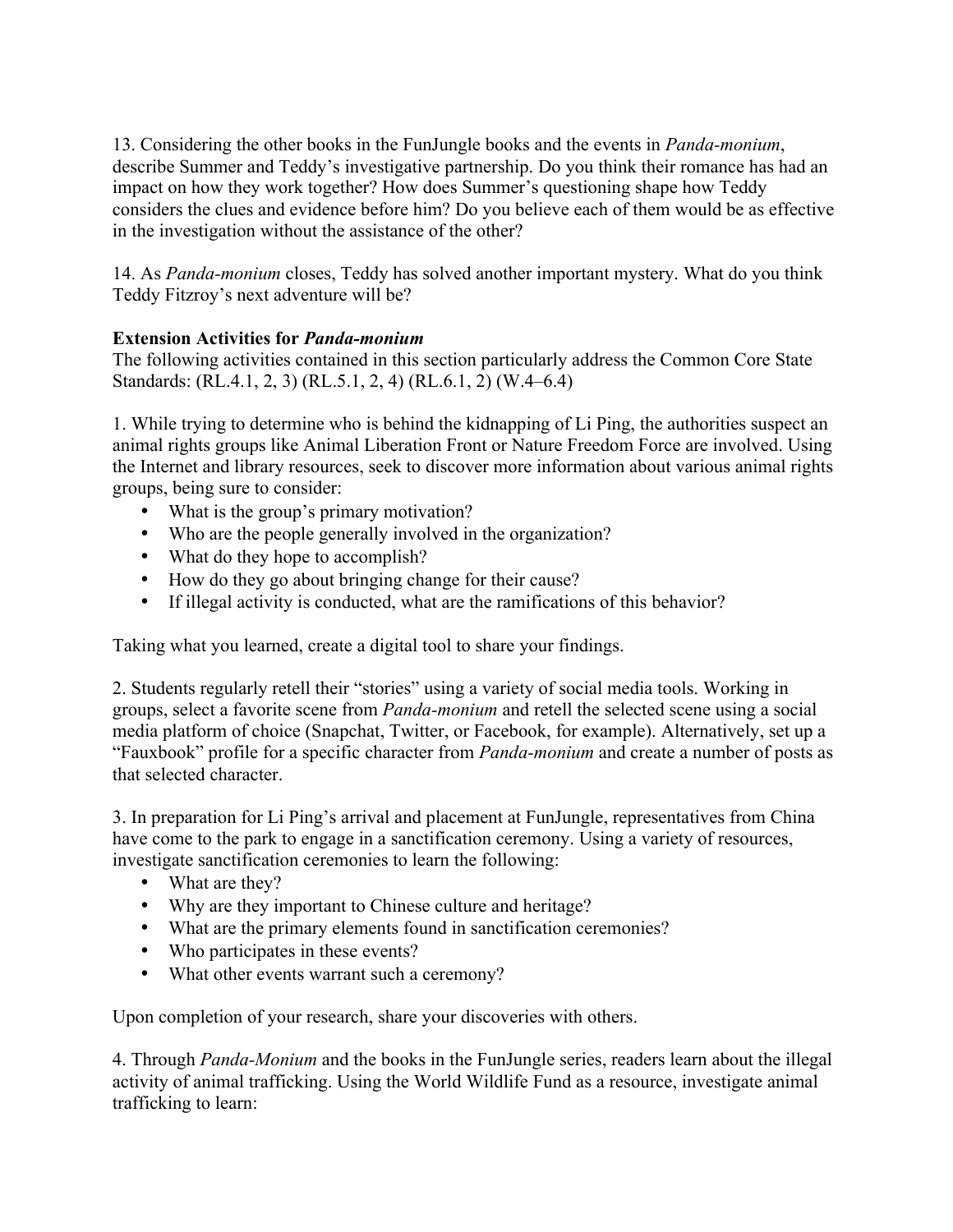13. Considering the other books in the FunJungle books and the events in *Panda-monium*, describe Summer and Teddy's investigative partnership. Do you think their romance has had an impact on how they work together? How does Summer's questioning shape how Teddy considers the clues and evidence before him? Do you believe each of them would be as effective in the investigation without the assistance of the other?

14. As *Panda-monium* closes, Teddy has solved another important mystery. What do you think Teddy Fitzroy's next adventure will be?

**Extension Activities for *Panda-monium***

The following activities contained in this section particularly address the Common Core State Standards: (RL.4.1, 2, 3) (RL.5.1, 2, 4) (RL.6.1, 2) (W.4–6.4)

1. While trying to determine who is behind the kidnapping of Li Ping, the authorities suspect an animal rights groups like Animal Liberation Front or Nature Freedom Force are involved. Using the Internet and library resources, seek to discover more information about various animal rights groups, being sure to consider:

- What is the group's primary motivation?
- Who are the people generally involved in the organization?
- What do they hope to accomplish?
- How do they go about bringing change for their cause?
- If illegal activity is conducted, what are the ramifications of this behavior?

Taking what you learned, create a digital tool to share your findings.

2. Students regularly retell their "stories" using a variety of social media tools. Working in groups, select a favorite scene from *Panda-monium* and retell the selected scene using a social media platform of choice (Snapchat, Twitter, or Facebook, for example). Alternatively, set up a "Fauxbook" profile for a specific character from *Panda-monium* and create a number of posts as that selected character.

3. In preparation for Li Ping's arrival and placement at FunJungle, representatives from China have come to the park to engage in a sanctification ceremony. Using a variety of resources, investigate sanctification ceremonies to learn the following:

- What are they?
- Why are they important to Chinese culture and heritage?
- What are the primary elements found in sanctification ceremonies?
- Who participates in these events?
- What other events warrant such a ceremony?

Upon completion of your research, share your discoveries with others.

4. Through *Panda-Monium* and the books in the FunJungle series, readers learn about the illegal activity of animal trafficking. Using the World Wildlife Fund as a resource, investigate animal trafficking to learn: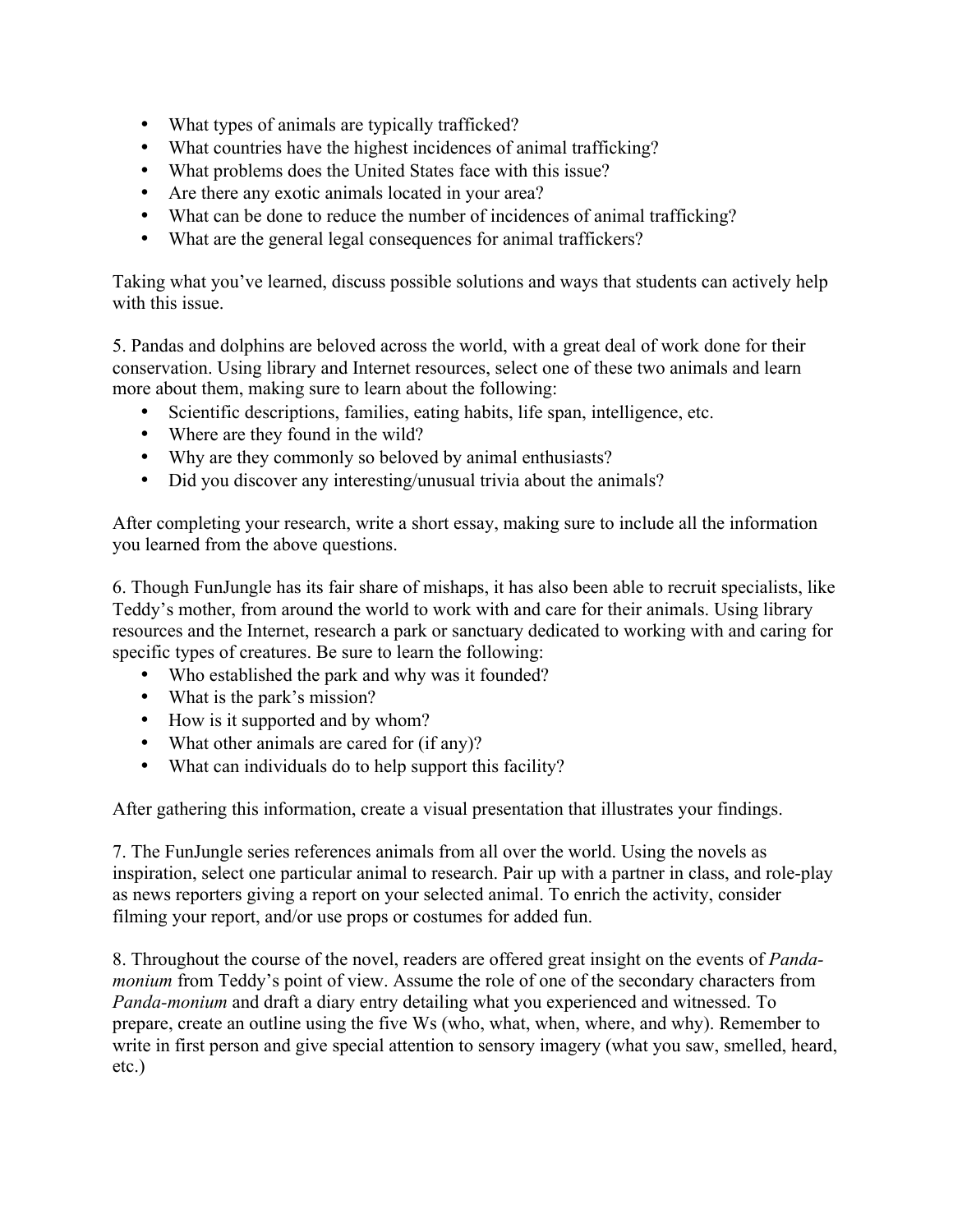- What types of animals are typically trafficked?
- What countries have the highest incidences of animal trafficking?
- What problems does the United States face with this issue?
- Are there any exotic animals located in your area?
- What can be done to reduce the number of incidences of animal trafficking?
- What are the general legal consequences for animal traffickers?

Taking what you've learned, discuss possible solutions and ways that students can actively help with this issue.

5. Pandas and dolphins are beloved across the world, with a great deal of work done for their conservation. Using library and Internet resources, select one of these two animals and learn more about them, making sure to learn about the following:

- Scientific descriptions, families, eating habits, life span, intelligence, etc.
- Where are they found in the wild?
- Why are they commonly so beloved by animal enthusiasts?
- Did you discover any interesting/unusual trivia about the animals?

After completing your research, write a short essay, making sure to include all the information you learned from the above questions.

6. Though FunJungle has its fair share of mishaps, it has also been able to recruit specialists, like Teddy's mother, from around the world to work with and care for their animals. Using library resources and the Internet, research a park or sanctuary dedicated to working with and caring for specific types of creatures. Be sure to learn the following:

- Who established the park and why was it founded?
- What is the park's mission?
- How is it supported and by whom?
- What other animals are cared for (if any)?
- What can individuals do to help support this facility?

After gathering this information, create a visual presentation that illustrates your findings.

7. The FunJungle series references animals from all over the world. Using the novels as inspiration, select one particular animal to research. Pair up with a partner in class, and role-play as news reporters giving a report on your selected animal. To enrich the activity, consider filming your report, and/or use props or costumes for added fun.

8. Throughout the course of the novel, readers are offered great insight on the events of *Panda-monium* from Teddy's point of view. Assume the role of one of the secondary characters from *Panda-monium* and draft a diary entry detailing what you experienced and witnessed. To prepare, create an outline using the five Ws (who, what, when, where, and why). Remember to write in first person and give special attention to sensory imagery (what you saw, smelled, heard, etc.)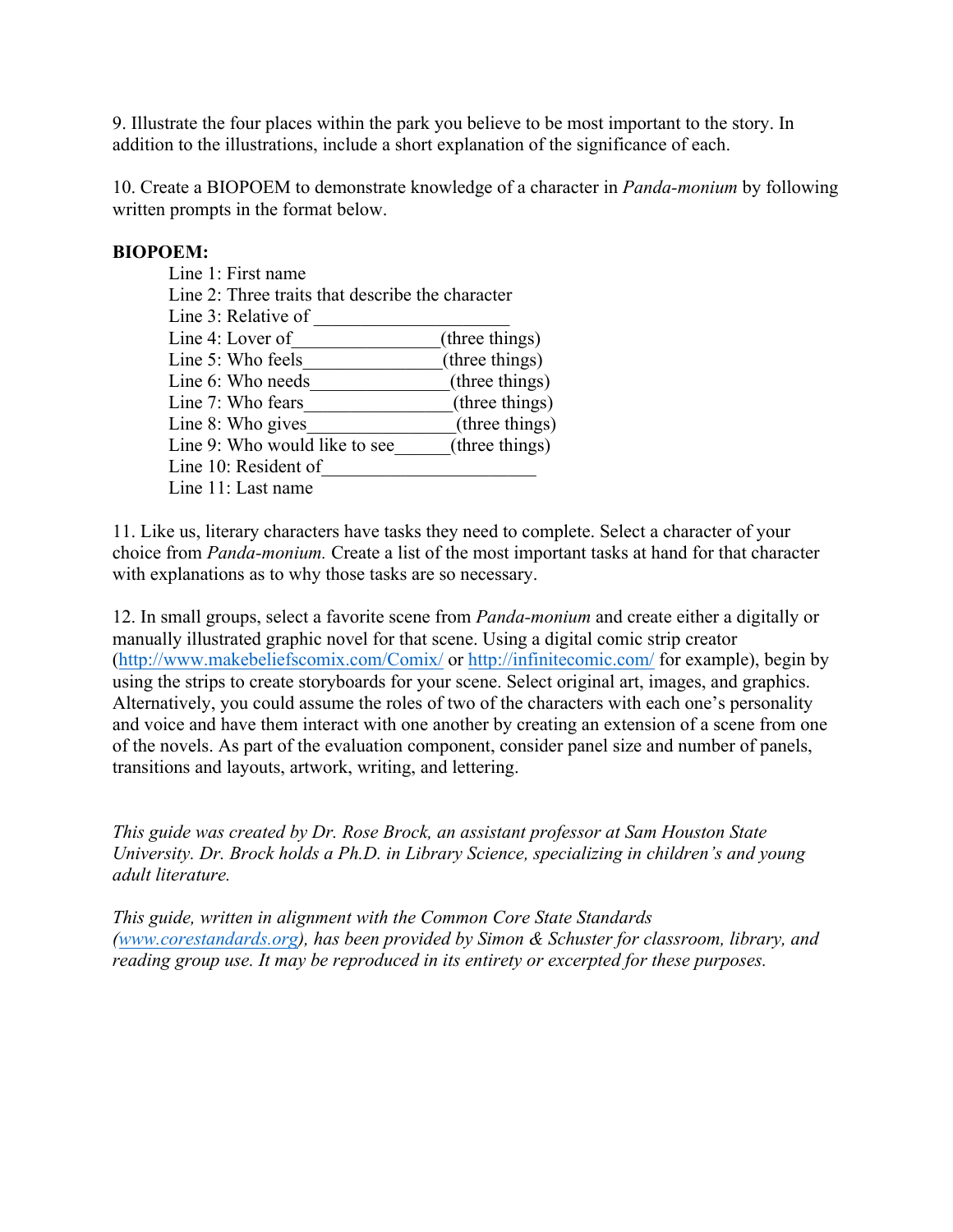9. Illustrate the four places within the park you believe to be most important to the story. In addition to the illustrations, include a short explanation of the significance of each.

10. Create a BIOPOEM to demonstrate knowledge of a character in *Panda-monium* by following written prompts in the format below.

**BIOPOEM:**

Line 1: First name
Line 2: Three traits that describe the character
Line 3: Relative of _____________________
Line 4: Lover of_______________(three things)
Line 5: Who feels______________(three things)
Line 6: Who needs______________(three things)
Line 7: Who fears_______________(three things)
Line 8: Who gives_______________(three things)
Line 9: Who would like to see______(three things)
Line 10: Resident of______________________
Line 11: Last name

11. Like us, literary characters have tasks they need to complete. Select a character of your choice from *Panda-monium.* Create a list of the most important tasks at hand for that character with explanations as to why those tasks are so necessary.

12. In small groups, select a favorite scene from *Panda-monium* and create either a digitally or manually illustrated graphic novel for that scene. Using a digital comic strip creator (http://www.makebeliefscomix.com/Comix/ or http://infinitecomic.com/ for example), begin by using the strips to create storyboards for your scene. Select original art, images, and graphics. Alternatively, you could assume the roles of two of the characters with each one's personality and voice and have them interact with one another by creating an extension of a scene from one of the novels. As part of the evaluation component, consider panel size and number of panels, transitions and layouts, artwork, writing, and lettering.

*This guide was created by Dr. Rose Brock, an assistant professor at Sam Houston State University. Dr. Brock holds a Ph.D. in Library Science, specializing in children's and young adult literature.*

*This guide, written in alignment with the Common Core State Standards (www.corestandards.org), has been provided by Simon & Schuster for classroom, library, and reading group use. It may be reproduced in its entirety or excerpted for these purposes.*